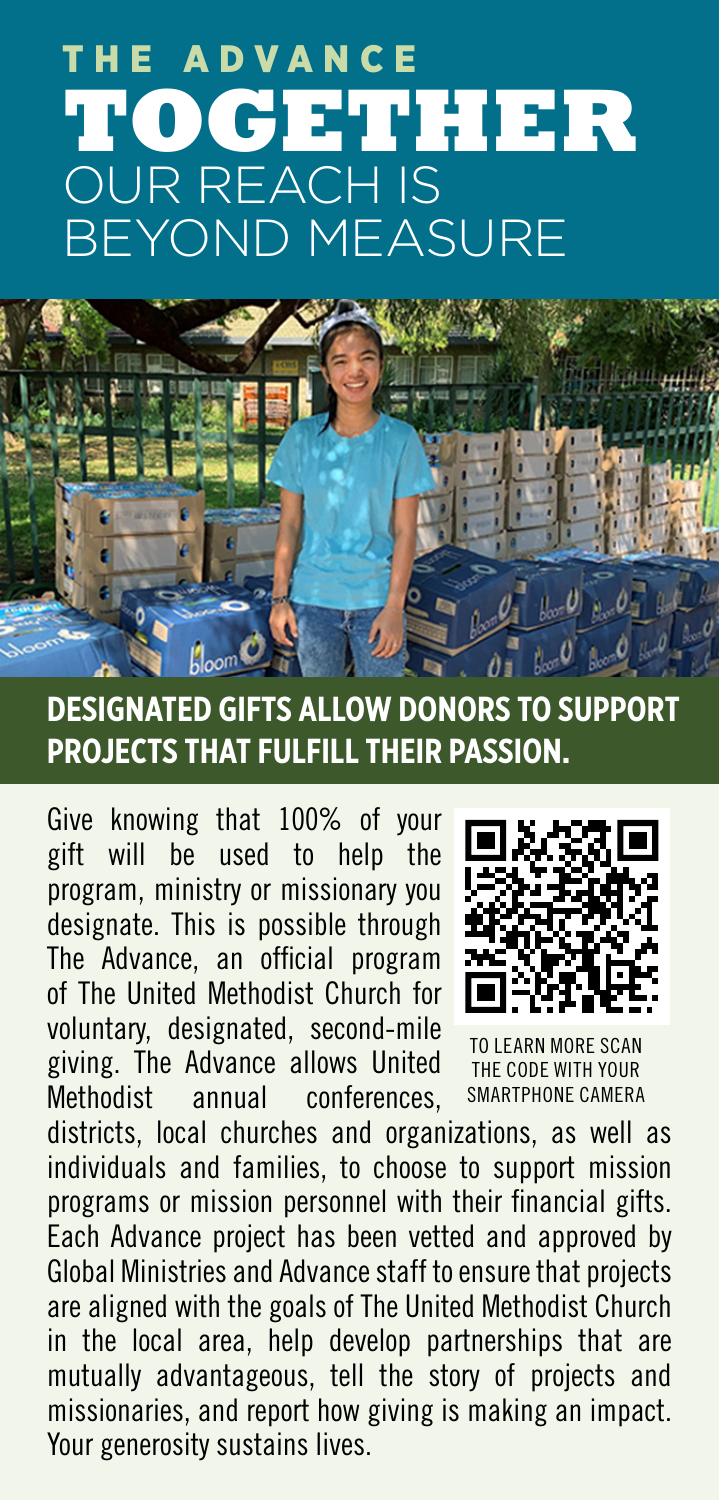# THE ADVANCE TOGETHER OUR REACH IS BEYOND MEASURE

## DESIGNATED GIFTS ALLOW DONORS TO SUPPORT PROJECTS THAT FULFILL THEIR PASSION.

Give knowing that 100% of your gift will be used to help the program, ministry or missionary you designate. This is possible through The Advance, an official program of The United Methodist Church for voluntary, designated, second-mile giving. The Advance allows United Methodist annual conferences, districts, local churches and organizations, as well as individuals and families, to choose to support mission programs or mission personnel with their financial gifts. Each Advance project has been vetted and approved by Global Ministries and Advance staff to ensure that projects are aligned with the goals of The United Methodist Church in the local area, help develop partnerships that are mutually advantageous, tell the story of projects and missionaries, and report how giving is making an impact. Your generosity sustains lives.

TO LEARN MORE SCAN THE CODE WITH YOUR SMARTPHONE CAMERA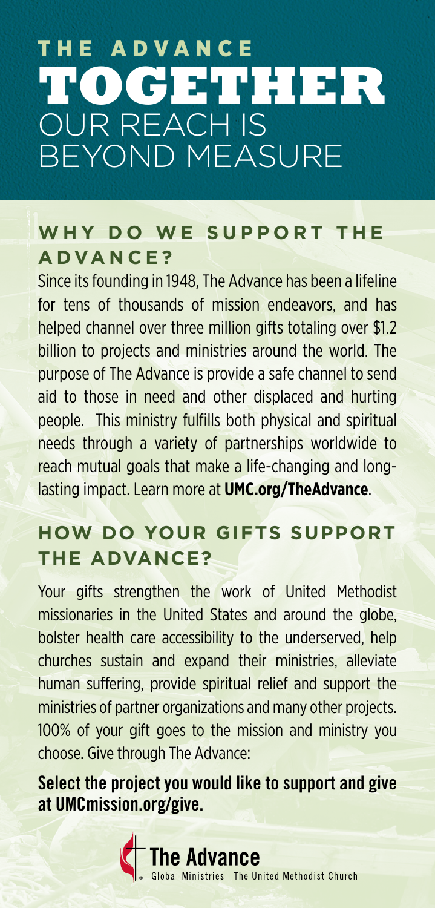# THE ADVANCE

# TOGETHER OUR REACH IS BEYOND MEASURE

## WHY DO WE SUPPORT THE ADVANCE?

Since its founding in 1948, The Advance has been a lifeline for tens of thousands of mission endeavors, and has helped channel over three million gifts totaling over $1.2 billion to projects and ministries around the world. The purpose of The Advance is provide a safe channel to send aid to those in need and other displaced and hurting people. This ministry fulfills both physical and spiritual needs through a variety of partnerships worldwide to reach mutual goals that make a life-changing and long-lasting impact. Learn more at **UMC.org/TheAdvance**.

## HOW DO YOUR GIFTS SUPPORT THE ADVANCE?

Your gifts strengthen the work of United Methodist missionaries in the United States and around the globe, bolster health care accessibility to the underserved, help churches sustain and expand their ministries, alleviate human suffering, provide spiritual relief and support the ministries of partner organizations and many other projects. 100% of your gift goes to the mission and ministry you choose. Give through The Advance:

**Select the project you would like to support and give at UMCmission.org/give.**

The Advance
Global Ministries | The United Methodist Church